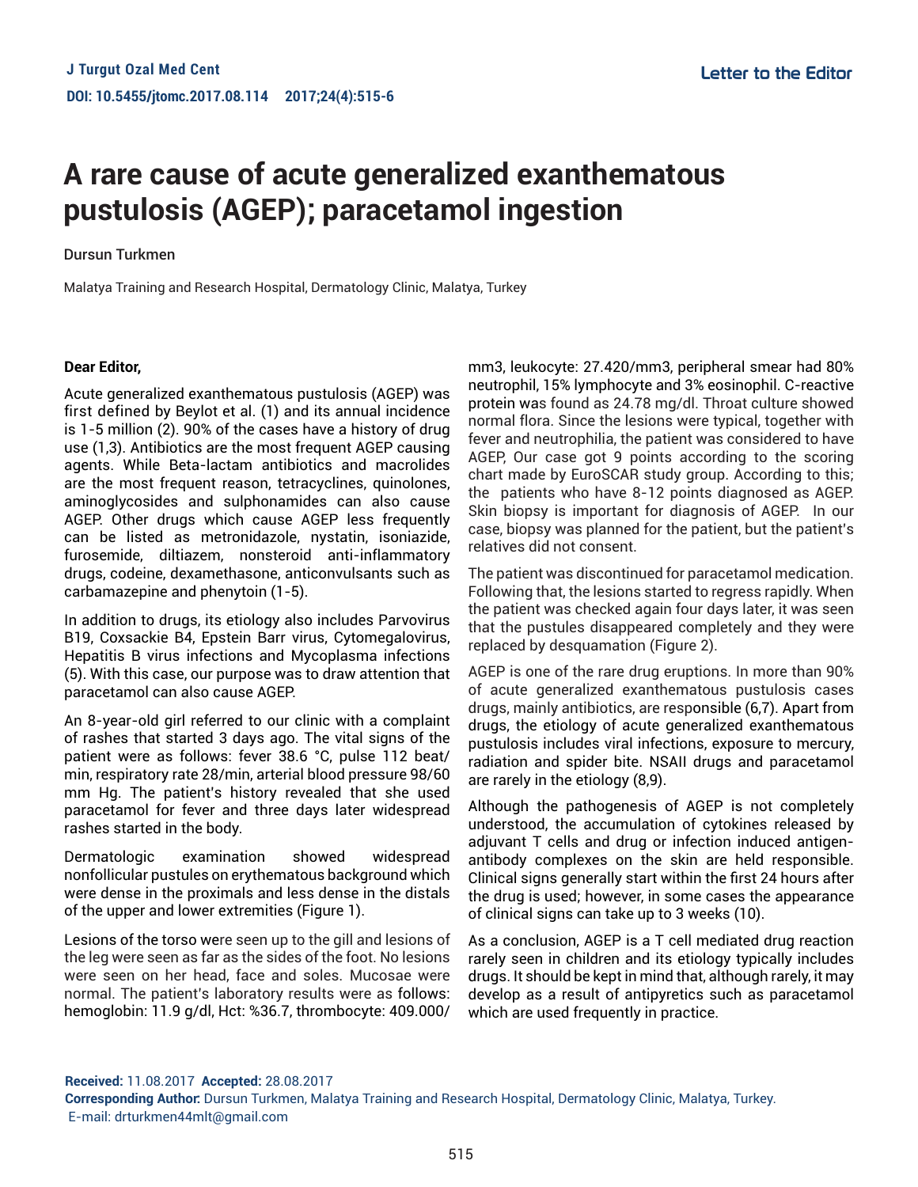# A rare cause of acute generalized exanthematous pustulosis (AGEP); paracetamol ingestion

Dursun Turkmen

Malatya Training and Research Hospital, Dermatology Clinic, Malatya, Turkey

**Dear Editor,**

Acute generalized exanthematous pustulosis (AGEP) was first defined by Beylot et al. (1) and its annual incidence is 1-5 million (2). 90% of the cases have a history of drug use (1,3). Antibiotics are the most frequent AGEP causing agents. While Beta-lactam antibiotics and macrolides are the most frequent reason, tetracyclines, quinolones, aminoglycosides and sulphonamides can also cause AGEP. Other drugs which cause AGEP less frequently can be listed as metronidazole, nystatin, isoniazide, furosemide, diltiazem, nonsteroid anti-inflammatory drugs, codeine, dexamethasone, anticonvulsants such as carbamazepine and phenytoin (1-5).

In addition to drugs, its etiology also includes Parvovirus B19, Coxsackie B4, Epstein Barr virus, Cytomegalovirus, Hepatitis B virus infections and Mycoplasma infections (5). With this case, our purpose was to draw attention that paracetamol can also cause AGEP.

An 8-year-old girl referred to our clinic with a complaint of rashes that started 3 days ago. The vital signs of the patient were as follows: fever 38.6 °C, pulse 112 beat/min, respiratory rate 28/min, arterial blood pressure 98/60 mm Hg. The patient's history revealed that she used paracetamol for fever and three days later widespread rashes started in the body.

Dermatologic examination showed widespread nonfollicular pustules on erythematous background which were dense in the proximals and less dense in the distals of the upper and lower extremities (Figure 1).

Lesions of the torso were seen up to the gill and lesions of the leg were seen as far as the sides of the foot. No lesions were seen on her head, face and soles. Mucosae were normal. The patient's laboratory results were as follows: hemoglobin: 11.9 g/dl, Hct: %36.7, thrombocyte: 409.000/mm3, leukocyte: 27.420/mm3, peripheral smear had 80% neutrophil, 15% lymphocyte and 3% eosinophil. C-reactive protein was found as 24.78 mg/dl. Throat culture showed normal flora. Since the lesions were typical, together with fever and neutrophilia, the patient was considered to have AGEP, Our case got 9 points according to the scoring chart made by EuroSCAR study group. According to this; the patients who have 8-12 points diagnosed as AGEP. Skin biopsy is important for diagnosis of AGEP. In our case, biopsy was planned for the patient, but the patient's relatives did not consent.

The patient was discontinued for paracetamol medication. Following that, the lesions started to regress rapidly. When the patient was checked again four days later, it was seen that the pustules disappeared completely and they were replaced by desquamation (Figure 2).

AGEP is one of the rare drug eruptions. In more than 90% of acute generalized exanthematous pustulosis cases drugs, mainly antibiotics, are responsible (6,7). Apart from drugs, the etiology of acute generalized exanthematous pustulosis includes viral infections, exposure to mercury, radiation and spider bite. NSAII drugs and paracetamol are rarely in the etiology (8,9).

Although the pathogenesis of AGEP is not completely understood, the accumulation of cytokines released by adjuvant T cells and drug or infection induced antigen-antibody complexes on the skin are held responsible. Clinical signs generally start within the first 24 hours after the drug is used; however, in some cases the appearance of clinical signs can take up to 3 weeks (10).

As a conclusion, AGEP is a T cell mediated drug reaction rarely seen in children and its etiology typically includes drugs. It should be kept in mind that, although rarely, it may develop as a result of antipyretics such as paracetamol which are used frequently in practice.

**Received:** 11.08.2017 **Accepted:** 28.08.2017
**Corresponding Author:** Dursun Turkmen, Malatya Training and Research Hospital, Dermatology Clinic, Malatya, Turkey.
E-mail: drturkmen44mlt@gmail.com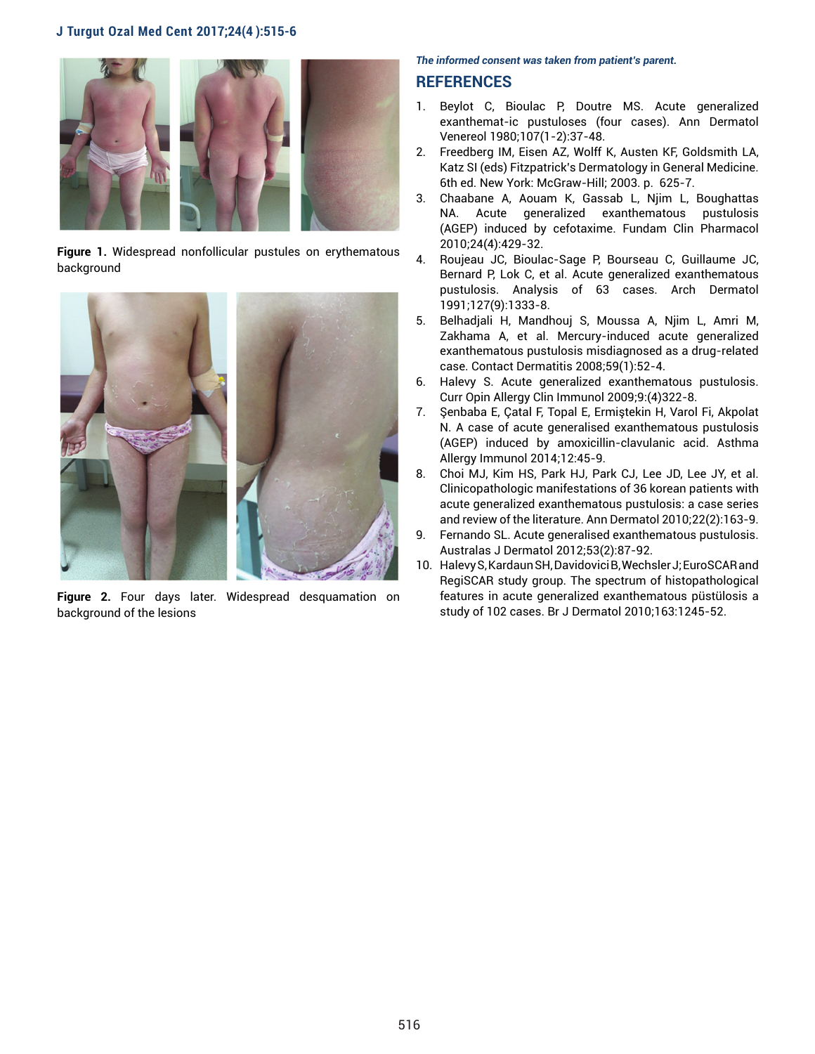Figure 1. Widespread nonfollicular pustules on erythematous background

Figure 2. Four days later. Widespread desquamation on background of the lesions

*The informed consent was taken from patient's parent.*

## REFERENCES

1. Beylot C, Bioulac P, Doutre MS. Acute generalized exanthemat-ic pustuloses (four cases). Ann Dermatol Venereol 1980;107(1-2):37-48.
2. Freedberg IM, Eisen AZ, Wolff K, Austen KF, Goldsmith LA, Katz SI (eds) Fitzpatrick's Dermatology in General Medicine. 6th ed. New York: McGraw-Hill; 2003. p. 625-7.
3. Chaabane A, Aouam K, Gassab L, Njim L, Boughattas NA. Acute generalized exanthematous pustulosis (AGEP) induced by cefotaxime. Fundam Clin Pharmacol 2010;24(4):429-32.
4. Roujeau JC, Bioulac-Sage P, Bourseau C, Guillaume JC, Bernard P, Lok C, et al. Acute generalized exanthematous pustulosis. Analysis of 63 cases. Arch Dermatol 1991;127(9):1333-8.
5. Belhadjali H, Mandhouj S, Moussa A, Njim L, Amri M, Zakhama A, et al. Mercury-induced acute generalized exanthematous pustulosis misdiagnosed as a drug-related case. Contact Dermatitis 2008;59(1):52-4.
6. Halevy S. Acute generalized exanthematous pustulosis. Curr Opin Allergy Clin Immunol 2009;9:(4)322-8.
7. Şenbaba E, Çatal F, Topal E, Ermiştekin H, Varol Fi, Akpolat N. A case of acute generalised exanthematous pustulosis (AGEP) induced by amoxicillin-clavulanic acid. Asthma Allergy Immunol 2014;12:45-9.
8. Choi MJ, Kim HS, Park HJ, Park CJ, Lee JD, Lee JY, et al. Clinicopathologic manifestations of 36 korean patients with acute generalized exanthematous pustulosis: a case series and review of the literature. Ann Dermatol 2010;22(2):163-9.
9. Fernando SL. Acute generalised exanthematous pustulosis. Australas J Dermatol 2012;53(2):87-92.
10. Halevy S, Kardaun SH, Davidovici B, Wechsler J; EuroSCAR and RegiSCAR study group. The spectrum of histopathological features in acute generalized exanthematous püstülosis a study of 102 cases. Br J Dermatol 2010;163:1245-52.